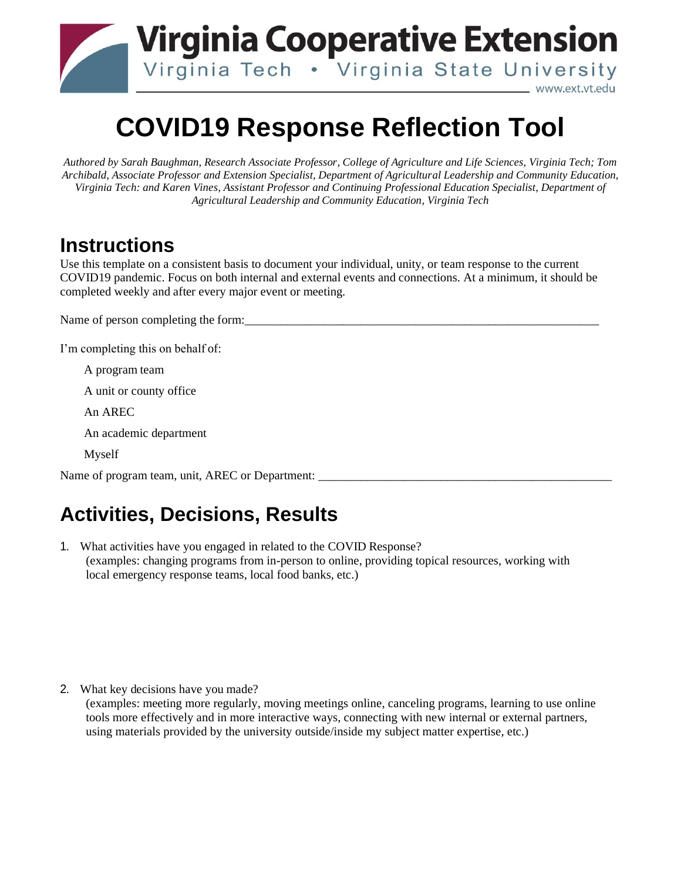Virginia Cooperative Extension

Virginia Tech • Virginia State University

www.ext.vt.edu

# COVID19 Response Reflection Tool

*Authored by Sarah Baughman, Research Associate Professor, College of Agriculture and Life Sciences, Virginia Tech; Tom Archibald, Associate Professor and Extension Specialist, Department of Agricultural Leadership and Community Education, Virginia Tech: and Karen Vines, Assistant Professor and Continuing Professional Education Specialist, Department of Agricultural Leadership and Community Education, Virginia Tech*

## Instructions

Use this template on a consistent basis to document your individual, unity, or team response to the current COVID19 pandemic. Focus on both internal and external events and connections. At a minimum, it should be completed weekly and after every major event or meeting.

Name of person completing the form:____________________________________________________________

I'm completing this on behalf of:

A program team

A unit or county office

An AREC

An academic department

Myself

Name of program team, unit, AREC or Department: __________________________________________________

## Activities, Decisions, Results

1. What activities have you engaged in related to the COVID Response?
   (examples: changing programs from in-person to online, providing topical resources, working with local emergency response teams, local food banks, etc.)

2. What key decisions have you made?
   (examples: meeting more regularly, moving meetings online, canceling programs, learning to use online tools more effectively and in more interactive ways, connecting with new internal or external partners, using materials provided by the university outside/inside my subject matter expertise, etc.)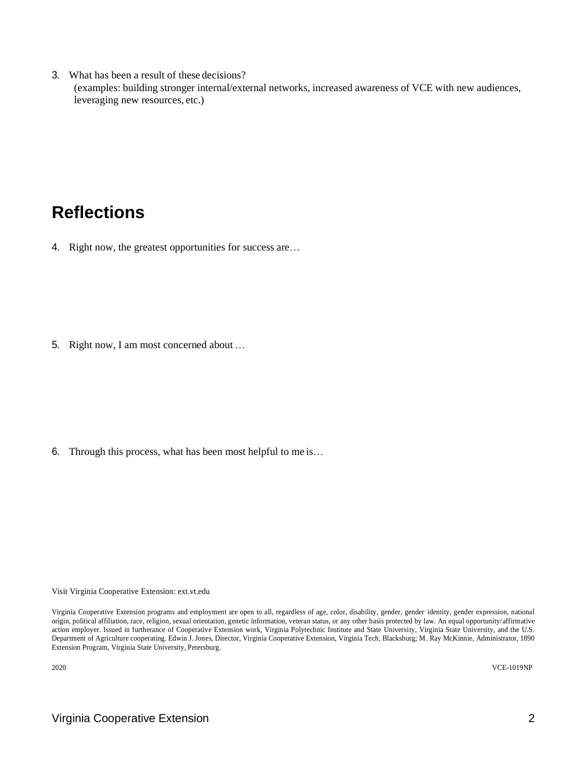3. What has been a result of these decisions?
   (examples: building stronger internal/external networks, increased awareness of VCE with new audiences, leveraging new resources, etc.)

## Reflections

4. Right now, the greatest opportunities for success are…

5. Right now, I am most concerned about …

6. Through this process, what has been most helpful to me is…

Visit Virginia Cooperative Extension: ext.vt.edu

Virginia Cooperative Extension programs and employment are open to all, regardless of age, color, disability, gender, gender identity, gender expression, national origin, political affiliation, race, religion, sexual orientation, genetic information, veteran status, or any other basis protected by law. An equal opportunity/affirmative action employer. Issued in furtherance of Cooperative Extension work, Virginia Polytechnic Institute and State University, Virginia State University, and the U.S. Department of Agriculture cooperating. Edwin J. Jones, Director, Virginia Cooperative Extension, Virginia Tech, Blacksburg; M. Ray McKinnie, Administrator, 1890 Extension Program, Virginia State University, Petersburg.

2020 VCE-1019NP